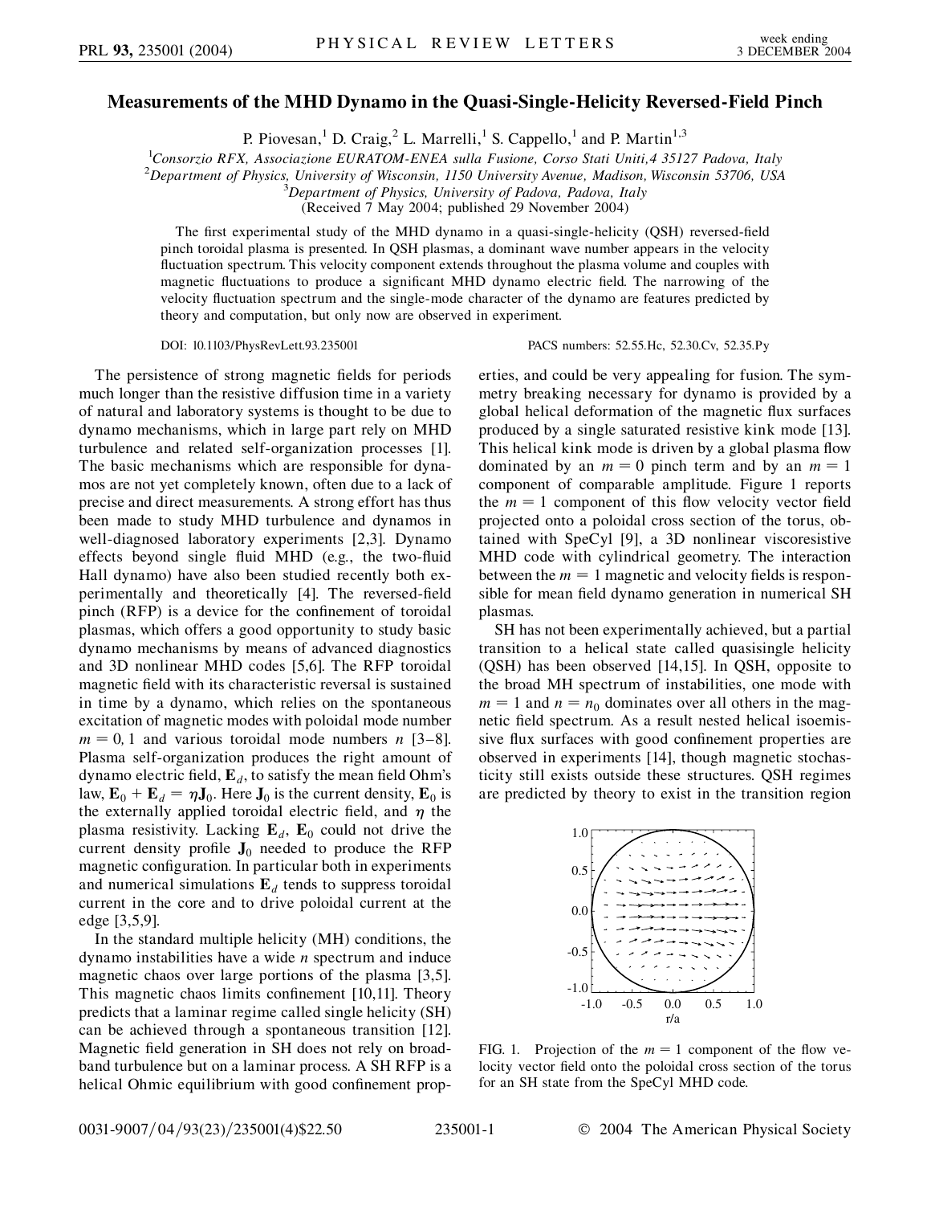# Measurements of the MHD Dynamo in the Quasi-Single-Helicity Reversed-Field Pinch

P. Piovesan,[1] D. Craig,[2] L. Marrelli,[1] S. Cappello,[1] and P. Martin[1,3]

[1]*Consorzio RFX, Associazione EURATOM-ENEA sulla Fusione, Corso Stati Uniti,4 35127 Padova, Italy*
[2]*Department of Physics, University of Wisconsin, 1150 University Avenue, Madison, Wisconsin 53706, USA*
[3]*Department of Physics, University of Padova, Padova, Italy*
(Received 7 May 2004; published 29 November 2004)

The first experimental study of the MHD dynamo in a quasi-single-helicity (QSH) reversed-field pinch toroidal plasma is presented. In QSH plasmas, a dominant wave number appears in the velocity fluctuation spectrum. This velocity component extends throughout the plasma volume and couples with magnetic fluctuations to produce a significant MHD dynamo electric field. The narrowing of the velocity fluctuation spectrum and the single-mode character of the dynamo are features predicted by theory and computation, but only now are observed in experiment.

DOI: 10.1103/PhysRevLett.93.235001 PACS numbers: 52.55.Hc, 52.30.Cv, 52.35.Py

The persistence of strong magnetic fields for periods much longer than the resistive diffusion time in a variety of natural and laboratory systems is thought to be due to dynamo mechanisms, which in large part rely on MHD turbulence and related self-organization processes [1]. The basic mechanisms which are responsible for dynamos are not yet completely known, often due to a lack of precise and direct measurements. A strong effort has thus been made to study MHD turbulence and dynamos in well-diagnosed laboratory experiments [2,3]. Dynamo effects beyond single fluid MHD (e.g., the two-fluid Hall dynamo) have also been studied recently both experimentally and theoretically [4]. The reversed-field pinch (RFP) is a device for the confinement of toroidal plasmas, which offers a good opportunity to study basic dynamo mechanisms by means of advanced diagnostics and 3D nonlinear MHD codes [5,6]. The RFP toroidal magnetic field with its characteristic reversal is sustained in time by a dynamo, which relies on the spontaneous excitation of magnetic modes with poloidal mode number $m = 0, 1$ and various toroidal mode numbers $n$ [3–8]. Plasma self-organization produces the right amount of dynamo electric field, $\mathbf{E}_d$, to satisfy the mean field Ohm's law, $\mathbf{E}_0 + \mathbf{E}_d = \eta \mathbf{J}_0$. Here $\mathbf{J}_0$ is the current density, $\mathbf{E}_0$ is the externally applied toroidal electric field, and $\eta$ the plasma resistivity. Lacking $\mathbf{E}_d$, $\mathbf{E}_0$ could not drive the current density profile $\mathbf{J}_0$ needed to produce the RFP magnetic configuration. In particular both in experiments and numerical simulations $\mathbf{E}_d$ tends to suppress toroidal current in the core and to drive poloidal current at the edge [3,5,9].

In the standard multiple helicity (MH) conditions, the dynamo instabilities have a wide $n$ spectrum and induce magnetic chaos over large portions of the plasma [3,5]. This magnetic chaos limits confinement [10,11]. Theory predicts that a laminar regime called single helicity (SH) can be achieved through a spontaneous transition [12]. Magnetic field generation in SH does not rely on broadband turbulence but on a laminar process. A SH RFP is a helical Ohmic equilibrium with good confinement properties, and could be very appealing for fusion. The symmetry breaking necessary for dynamo is provided by a global helical deformation of the magnetic flux surfaces produced by a single saturated resistive kink mode [13]. This helical kink mode is driven by a global plasma flow dominated by an $m = 0$ pinch term and by an $m = 1$ component of comparable amplitude. Figure 1 reports the $m = 1$ component of this flow velocity vector field projected onto a poloidal cross section of the torus, obtained with SpeCyl [9], a 3D nonlinear viscoresistive MHD code with cylindrical geometry. The interaction between the $m = 1$ magnetic and velocity fields is responsible for mean field dynamo generation in numerical SH plasmas.

SH has not been experimentally achieved, but a partial transition to a helical state called quasisingle helicity (QSH) has been observed [14,15]. In QSH, opposite to the broad MH spectrum of instabilities, one mode with $m = 1$ and $n = n_0$ dominates over all others in the magnetic field spectrum. As a result nested helical isoemissive flux surfaces with good confinement properties are observed in experiments [14], though magnetic stochasticity still exists outside these structures. QSH regimes are predicted by theory to exist in the transition region

FIG. 1. Projection of the $m = 1$ component of the flow velocity vector field onto the poloidal cross section of the torus for an SH state from the SpeCyl MHD code.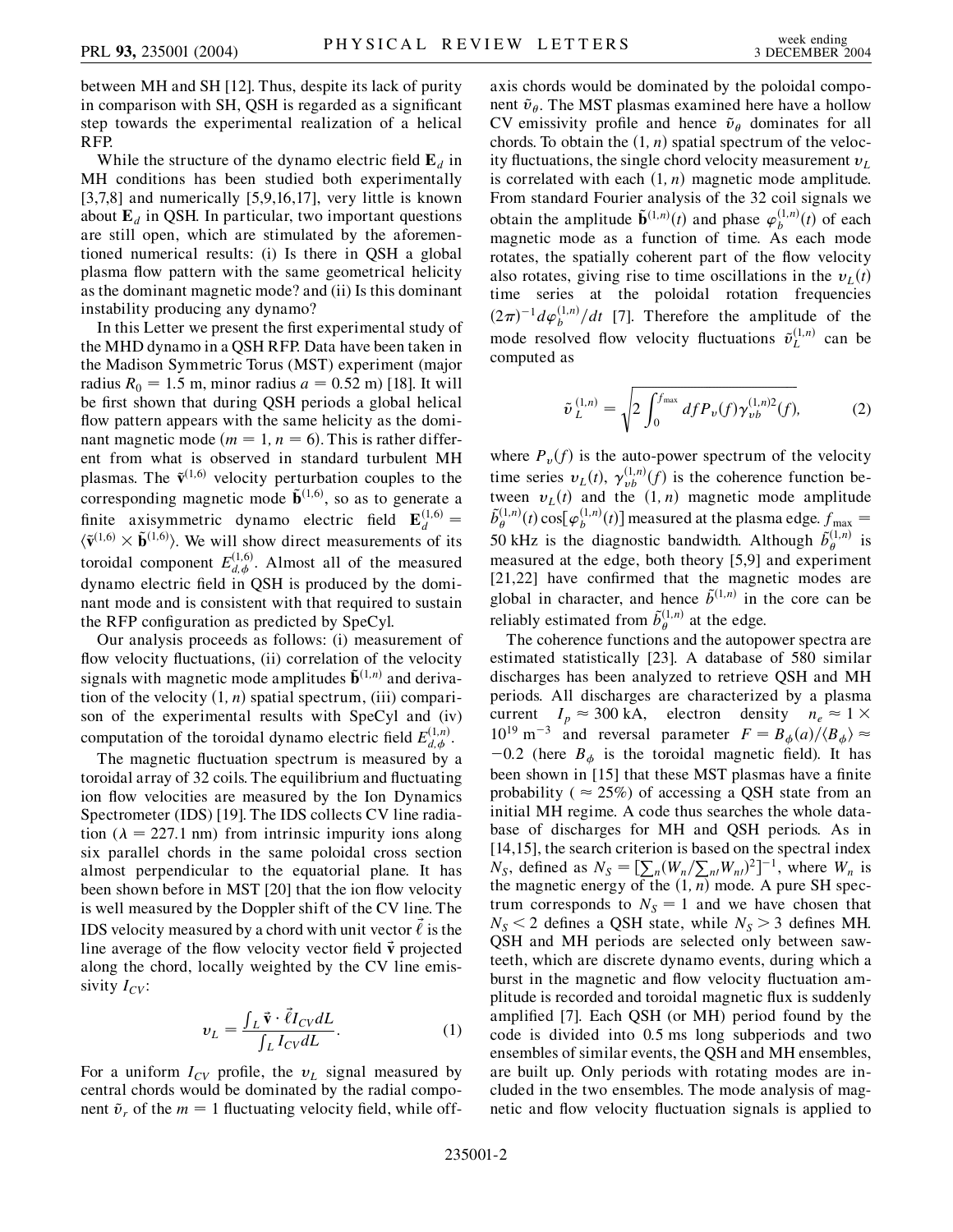between MH and SH [12]. Thus, despite its lack of purity in comparison with SH, QSH is regarded as a significant step towards the experimental realization of a helical RFP.

While the structure of the dynamo electric field $\mathbf{E}_d$ in MH conditions has been studied both experimentally [3,7,8] and numerically [5,9,16,17], very little is known about $\mathbf{E}_d$ in QSH. In particular, two important questions are still open, which are stimulated by the aforementioned numerical results: (i) Is there in QSH a global plasma flow pattern with the same geometrical helicity as the dominant magnetic mode? and (ii) Is this dominant instability producing any dynamo?

In this Letter we present the first experimental study of the MHD dynamo in a QSH RFP. Data have been taken in the Madison Symmetric Torus (MST) experiment (major radius $R_0 = 1.5$ m, minor radius $a = 0.52$ m) [18]. It will be first shown that during QSH periods a global helical flow pattern appears with the same helicity as the dominant magnetic mode ($m = 1$, $n = 6$). This is rather different from what is observed in standard turbulent MH plasmas. The $\tilde{\mathbf{v}}^{(1,6)}$ velocity perturbation couples to the corresponding magnetic mode $\tilde{\mathbf{b}}^{(1,6)}$, so as to generate a finite axisymmetric dynamo electric field $\mathbf{E}_d^{(1,6)} = \langle \tilde{\mathbf{v}}^{(1,6)} \times \tilde{\mathbf{b}}^{(1,6)} \rangle$. We will show direct measurements of its toroidal component $E_{d,\phi}^{(1,6)}$. Almost all of the measured dynamo electric field in QSH is produced by the dominant mode and is consistent with that required to sustain the RFP configuration as predicted by SpeCyl.

Our analysis proceeds as follows: (i) measurement of flow velocity fluctuations, (ii) correlation of the velocity signals with magnetic mode amplitudes $\tilde{\mathbf{b}}^{(1,n)}$ and derivation of the velocity $(1, n)$ spatial spectrum, (iii) comparison of the experimental results with SpeCyl and (iv) computation of the toroidal dynamo electric field $E_{d,\phi}^{(1,n)}$.

The magnetic fluctuation spectrum is measured by a toroidal array of 32 coils. The equilibrium and fluctuating ion flow velocities are measured by the Ion Dynamics Spectrometer (IDS) [19]. The IDS collects CV line radiation ($\lambda = 227.1$ nm) from intrinsic impurity ions along six parallel chords in the same poloidal cross section almost perpendicular to the equatorial plane. It has been shown before in MST [20] that the ion flow velocity is well measured by the Doppler shift of the CV line. The IDS velocity measured by a chord with unit vector $\vec{\ell}$ is the line average of the flow velocity vector field $\vec{\mathbf{v}}$ projected along the chord, locally weighted by the CV line emissivity $I_{CV}$:

$$v_L = \frac{\int_L \vec{\mathbf{v}} \cdot \vec{\ell} I_{CV} dL}{\int_L I_{CV} dL}. \tag{1}$$

For a uniform $I_{CV}$ profile, the $v_L$ signal measured by central chords would be dominated by the radial component $\tilde{v}_r$ of the $m = 1$ fluctuating velocity field, while off-axis chords would be dominated by the poloidal component $\tilde{v}_\theta$. The MST plasmas examined here have a hollow CV emissivity profile and hence $\tilde{v}_\theta$ dominates for all chords. To obtain the $(1, n)$ spatial spectrum of the velocity fluctuations, the single chord velocity measurement $v_L$ is correlated with each $(1, n)$ magnetic mode amplitude. From standard Fourier analysis of the 32 coil signals we obtain the amplitude $\tilde{\mathbf{b}}^{(1,n)}(t)$ and phase $\varphi_b^{(1,n)}(t)$ of each magnetic mode as a function of time. As each mode rotates, the spatially coherent part of the flow velocity also rotates, giving rise to time oscillations in the $v_L(t)$ time series at the poloidal rotation frequencies $(2\pi)^{-1} d\varphi_b^{(1,n)}/dt$ [7]. Therefore the amplitude of the mode resolved flow velocity fluctuations $\tilde{v}_L^{(1,n)}$ can be computed as

$$\tilde{v}_L^{(1,n)} = \sqrt{2 \int_0^{f_{\max}} df P_v(f) \gamma_{vb}^{(1,n)2}(f)}, \tag{2}$$

where $P_v(f)$ is the auto-power spectrum of the velocity time series $v_L(t)$, $\gamma_{vb}^{(1,n)}(f)$ is the coherence function between $v_L(t)$ and the $(1, n)$ magnetic mode amplitude $\tilde{b}_\theta^{(1,n)}(t) \cos[\varphi_b^{(1,n)}(t)]$ measured at the plasma edge. $f_{\max} = 50$ kHz is the diagnostic bandwidth. Although $\tilde{b}_\theta^{(1,n)}$ is measured at the edge, both theory [5,9] and experiment [21,22] have confirmed that the magnetic modes are global in character, and hence $\tilde{b}^{(1,n)}$ in the core can be reliably estimated from $\tilde{b}_\theta^{(1,n)}$ at the edge.

The coherence functions and the autopower spectra are estimated statistically [23]. A database of 580 similar discharges has been analyzed to retrieve QSH and MH periods. All discharges are characterized by a plasma current $I_p \approx 300$ kA, electron density $n_e \approx 1 \times 10^{19}$ m$^{-3}$ and reversal parameter $F = B_\phi(a)/\langle B_\phi \rangle \approx -0.2$ (here $B_\phi$ is the toroidal magnetic field). It has been shown in [15] that these MST plasmas have a finite probability ($\approx 25\%$) of accessing a QSH state from an initial MH regime. A code thus searches the whole database of discharges for MH and QSH periods. As in [14,15], the search criterion is based on the spectral index $N_S$, defined as $N_S = [\sum_n (W_n/\sum_{n'} W_{n'})^2]^{-1}$, where $W_n$ is the magnetic energy of the $(1, n)$ mode. A pure SH spectrum corresponds to $N_S = 1$ and we have chosen that $N_S < 2$ defines a QSH state, while $N_S > 3$ defines MH. QSH and MH periods are selected only between sawteeth, which are discrete dynamo events, during which a burst in the magnetic and flow velocity fluctuation amplitude is recorded and toroidal magnetic flux is suddenly amplified [7]. Each QSH (or MH) period found by the code is divided into 0.5 ms long subperiods and two ensembles of similar events, the QSH and MH ensembles, are built up. Only periods with rotating modes are included in the two ensembles. The mode analysis of magnetic and flow velocity fluctuation signals is applied to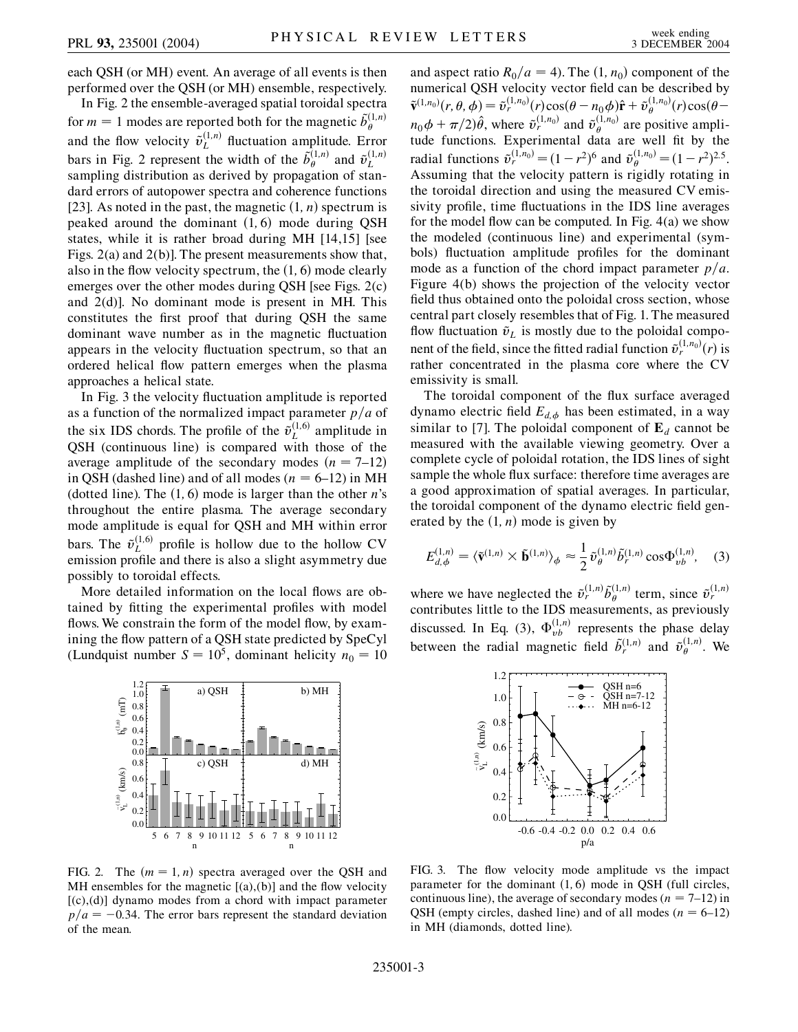each QSH (or MH) event. An average of all events is then performed over the QSH (or MH) ensemble, respectively.

In Fig. 2 the ensemble-averaged spatial toroidal spectra for $m = 1$ modes are reported both for the magnetic $\tilde{b}_{\theta}^{(1,n)}$ and the flow velocity $\tilde{v}_{L}^{(1,n)}$ fluctuation amplitude. Error bars in Fig. 2 represent the width of the $\tilde{b}_{\theta}^{(1,n)}$ and $\tilde{v}_{L}^{(1,n)}$ sampling distribution as derived by propagation of standard errors of autopower spectra and coherence functions [23]. As noted in the past, the magnetic $(1, n)$ spectrum is peaked around the dominant $(1, 6)$ mode during QSH states, while it is rather broad during MH [14,15] [see Figs. 2(a) and 2(b)]. The present measurements show that, also in the flow velocity spectrum, the $(1, 6)$ mode clearly emerges over the other modes during QSH [see Figs. 2(c) and 2(d)]. No dominant mode is present in MH. This constitutes the first proof that during QSH the same dominant wave number as in the magnetic fluctuation appears in the velocity fluctuation spectrum, so that an ordered helical flow pattern emerges when the plasma approaches a helical state.

In Fig. 3 the velocity fluctuation amplitude is reported as a function of the normalized impact parameter $p/a$ of the six IDS chords. The profile of the $\tilde{v}_{L}^{(1,6)}$ amplitude in QSH (continuous line) is compared with those of the average amplitude of the secondary modes ($n = 7$–$12$) in QSH (dashed line) and of all modes ($n = 6$–$12$) in MH (dotted line). The $(1, 6)$ mode is larger than the other $n$'s throughout the entire plasma. The average secondary mode amplitude is equal for QSH and MH within error bars. The $\tilde{v}_{L}^{(1,6)}$ profile is hollow due to the hollow CV emission profile and there is also a slight asymmetry due possibly to toroidal effects.

More detailed information on the local flows are obtained by fitting the experimental profiles with model flows. We constrain the form of the model flow, by examining the flow pattern of a QSH state predicted by SpeCyl (Lundquist number $S = 10^5$, dominant helicity $n_0 = 10$ and aspect ratio $R_0/a = 4$). The $(1, n_0)$ component of the numerical QSH velocity vector field can be described by $\tilde{\mathbf{v}}^{(1,n_0)}(r, \theta, \phi) = \tilde{v}_{r}^{(1,n_0)}(r) \cos(\theta - n_0\phi)\hat{\mathbf{r}} + \tilde{v}_{\theta}^{(1,n_0)}(r) \cos(\theta - n_0\phi + \pi/2)\hat{\theta}$, where $\tilde{v}_{r}^{(1,n_0)}$ and $\tilde{v}_{\theta}^{(1,n_0)}$ are positive amplitude functions. Experimental data are well fit by the radial functions $\tilde{v}_{r}^{(1,n_0)} = (1 - r^2)^6$ and $\tilde{v}_{\theta}^{(1,n_0)} = (1 - r^2)^{2.5}$. Assuming that the velocity pattern is rigidly rotating in the toroidal direction and using the measured CV emissivity profile, time fluctuations in the IDS line averages for the model flow can be computed. In Fig. 4(a) we show the modeled (continuous line) and experimental (symbols) fluctuation amplitude profiles for the dominant mode as a function of the chord impact parameter $p/a$. Figure 4(b) shows the projection of the velocity vector field thus obtained onto the poloidal cross section, whose central part closely resembles that of Fig. 1. The measured flow fluctuation $\tilde{v}_L$ is mostly due to the poloidal component of the field, since the fitted radial function $\tilde{v}_{r}^{(1,n_0)}(r)$ is rather concentrated in the plasma core where the CV emissivity is small.

The toroidal component of the flux surface averaged dynamo electric field $E_{d,\phi}$ has been estimated, in a way similar to [7]. The poloidal component of $\mathbf{E}_d$ cannot be measured with the available viewing geometry. Over a complete cycle of poloidal rotation, the IDS lines of sight sample the whole flux surface: therefore time averages are a good approximation of spatial averages. In particular, the toroidal component of the dynamo electric field generated by the $(1, n)$ mode is given by

$$E_{d,\phi}^{(1,n)} = \langle \tilde{\mathbf{v}}^{(1,n)} \times \tilde{\mathbf{b}}^{(1,n)} \rangle_{\phi} \approx \frac{1}{2} \tilde{v}_{\theta}^{(1,n)} \tilde{b}_{r}^{(1,n)} \cos \Phi_{vb}^{(1,n)}, \quad (3)$$

where we have neglected the $\tilde{v}_{r}^{(1,n)} \tilde{b}_{\theta}^{(1,n)}$ term, since $\tilde{v}_{r}^{(1,n)}$ contributes little to the IDS measurements, as previously discussed. In Eq. (3), $\Phi_{vb}^{(1,n)}$ represents the phase delay between the radial magnetic field $\tilde{b}_{r}^{(1,n)}$ and $\tilde{v}_{\theta}^{(1,n)}$. We

FIG. 2. The $(m = 1, n)$ spectra averaged over the QSH and MH ensembles for the magnetic [(a),(b)] and the flow velocity [(c),(d)] dynamo modes from a chord with impact parameter $p/a = -0.34$. The error bars represent the standard deviation of the mean.

FIG. 3. The flow velocity mode amplitude vs the impact parameter for the dominant $(1, 6)$ mode in QSH (full circles, continuous line), the average of secondary modes ($n = 7$–$12$) in QSH (empty circles, dashed line) and of all modes ($n = 6$–$12$) in MH (diamonds, dotted line).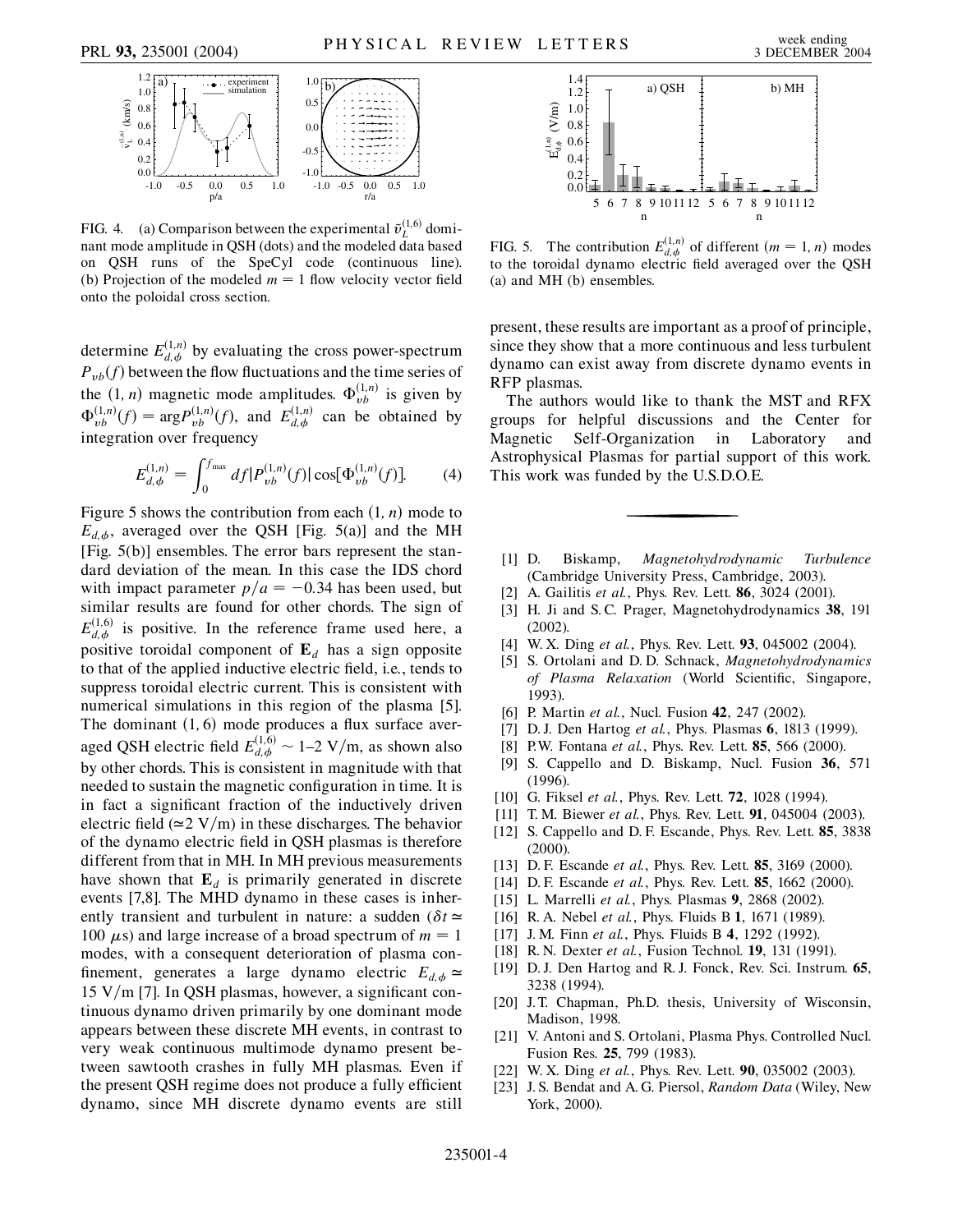a) experiment simulation

$\tilde{v}_L^{(1,n)}$ (km/s)

1.2
1.0
0.8
0.6
0.4
0.2
0.0
-1.0 -0.5 0.0 0.5 1.0
p/a

b)

1.0
0.5
0.0
-0.5
-1.0
-1.0 -0.5 0.0 0.5 1.0
r/a

FIG. 4. (a) Comparison between the experimental $\tilde{v}_L^{(1,6)}$ dominant mode amplitude in QSH (dots) and the modeled data based on QSH runs of the SpeCyl code (continuous line). (b) Projection of the modeled $m = 1$ flow velocity vector field onto the poloidal cross section.

determine $E_{d,\phi}^{(1,n)}$ by evaluating the cross power-spectrum $P_{vb}(f)$ between the flow fluctuations and the time series of the $(1, n)$ magnetic mode amplitudes. $\Phi_{vb}^{(1,n)}$ is given by $\Phi_{vb}^{(1,n)}(f) = \arg P_{vb}^{(1,n)}(f)$, and $E_{d,\phi}^{(1,n)}$ can be obtained by integration over frequency

$$E_{d,\phi}^{(1,n)} = \int_0^{f_{\max}} df |P_{vb}^{(1,n)}(f)| \cos[\Phi_{vb}^{(1,n)}(f)]. \tag{4}$$

Figure 5 shows the contribution from each $(1, n)$ mode to $E_{d,\phi}$, averaged over the QSH [Fig. 5(a)] and the MH [Fig. 5(b)] ensembles. The error bars represent the standard deviation of the mean. In this case the IDS chord with impact parameter $p/a = -0.34$ has been used, but similar results are found for other chords. The sign of $E_{d,\phi}^{(1,6)}$ is positive. In the reference frame used here, a positive toroidal component of $\mathbf{E}_d$ has a sign opposite to that of the applied inductive electric field, i.e., tends to suppress toroidal electric current. This is consistent with numerical simulations in this region of the plasma [5]. The dominant $(1, 6)$ mode produces a flux surface averaged QSH electric field $E_{d,\phi}^{(1,6)} \sim 1$–$2$ V/m, as shown also by other chords. This is consistent in magnitude with that needed to sustain the magnetic configuration in time. It is in fact a significant fraction of the inductively driven electric field ($\simeq 2$ V/m) in these discharges. The behavior of the dynamo electric field in QSH plasmas is therefore different from that in MH. In MH previous measurements have shown that $\mathbf{E}_d$ is primarily generated in discrete events [7,8]. The MHD dynamo in these cases is inherently transient and turbulent in nature: a sudden ($\delta t \simeq 100$ $\mu$s) and large increase of a broad spectrum of $m = 1$ modes, with a consequent deterioration of plasma confinement, generates a large dynamo electric $E_{d,\phi} \simeq 15$ V/m [7]. In QSH plasmas, however, a significant continuous dynamo driven primarily by one dominant mode appears between these discrete MH events, in contrast to very weak continuous multimode dynamo present between sawtooth crashes in fully MH plasmas. Even if the present QSH regime does not produce a fully efficient dynamo, since MH discrete dynamo events are still

a) QSH b) MH

$E_{d,\phi}^{(1,n)}$ (V/m)

1.4
1.2
1.0
0.8
0.6
0.4
0.2
0.0
5 6 7 8 9 10 11 12 5 6 7 8 9 10 11 12
n n

FIG. 5. The contribution $E_{d,\phi}^{(1,n)}$ of different $(m = 1, n)$ modes to the toroidal dynamo electric field averaged over the QSH (a) and MH (b) ensembles.

present, these results are important as a proof of principle, since they show that a more continuous and less turbulent dynamo can exist away from discrete dynamo events in RFP plasmas.

The authors would like to thank the MST and RFX groups for helpful discussions and the Center for Magnetic Self-Organization in Laboratory and Astrophysical Plasmas for partial support of this work. This work was funded by the U.S.D.O.E.

---

[1] D. Biskamp, *Magnetohydrodynamic Turbulence* (Cambridge University Press, Cambridge, 2003).
[2] A. Gailitis *et al.*, Phys. Rev. Lett. **86**, 3024 (2001).
[3] H. Ji and S. C. Prager, Magnetohydrodynamics **38**, 191 (2002).
[4] W. X. Ding *et al.*, Phys. Rev. Lett. **93**, 045002 (2004).
[5] S. Ortolani and D. D. Schnack, *Magnetohydrodynamics of Plasma Relaxation* (World Scientific, Singapore, 1993).
[6] P. Martin *et al.*, Nucl. Fusion **42**, 247 (2002).
[7] D. J. Den Hartog *et al.*, Phys. Plasmas **6**, 1813 (1999).
[8] P. W. Fontana *et al.*, Phys. Rev. Lett. **85**, 566 (2000).
[9] S. Cappello and D. Biskamp, Nucl. Fusion **36**, 571 (1996).
[10] G. Fiksel *et al.*, Phys. Rev. Lett. **72**, 1028 (1994).
[11] T. M. Biewer *et al.*, Phys. Rev. Lett. **91**, 045004 (2003).
[12] S. Cappello and D. F. Escande, Phys. Rev. Lett. **85**, 3838 (2000).
[13] D. F. Escande *et al.*, Phys. Rev. Lett. **85**, 3169 (2000).
[14] D. F. Escande *et al.*, Phys. Rev. Lett. **85**, 1662 (2000).
[15] L. Marrelli *et al.*, Phys. Plasmas **9**, 2868 (2002).
[16] R. A. Nebel *et al.*, Phys. Fluids B **1**, 1671 (1989).
[17] J. M. Finn *et al.*, Phys. Fluids B **4**, 1292 (1992).
[18] R. N. Dexter *et al.*, Fusion Technol. **19**, 131 (1991).
[19] D. J. Den Hartog and R. J. Fonck, Rev. Sci. Instrum. **65**, 3238 (1994).
[20] J. T. Chapman, Ph.D. thesis, University of Wisconsin, Madison, 1998.
[21] V. Antoni and S. Ortolani, Plasma Phys. Controlled Nucl. Fusion Res. **25**, 799 (1983).
[22] W. X. Ding *et al.*, Phys. Rev. Lett. **90**, 035002 (2003).
[23] J. S. Bendat and A. G. Piersol, *Random Data* (Wiley, New York, 2000).